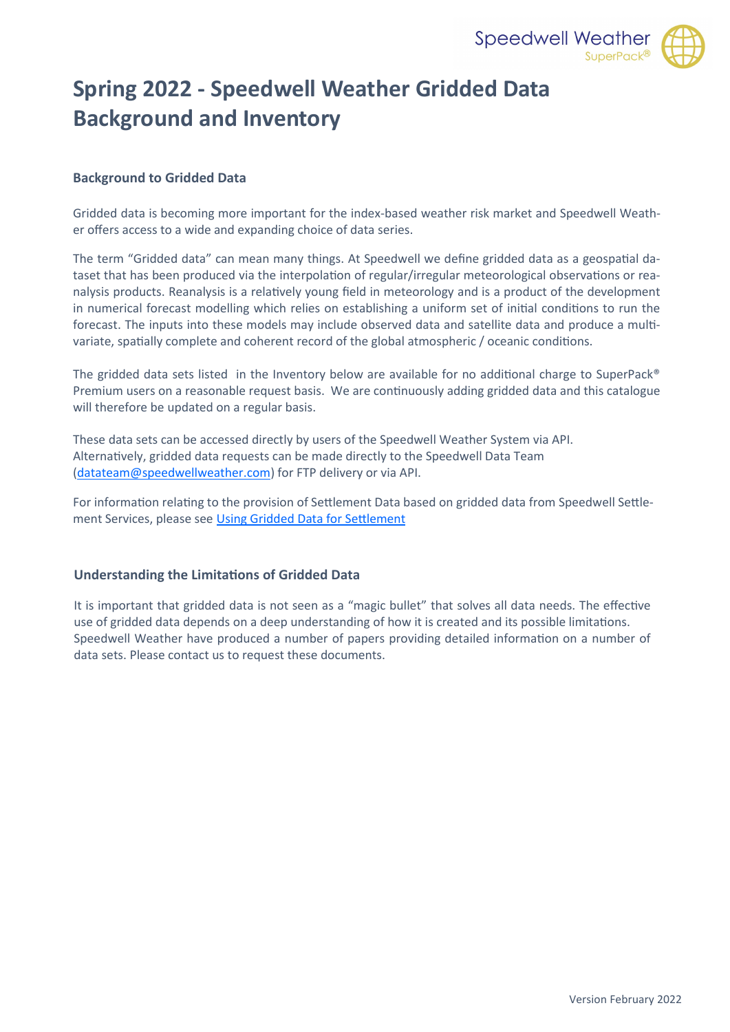# Spring 2022 - Speedwell Weather Gridded Data Background and Inventory

### Background to Gridded Data

Gridded data is becoming more important for the index-based weather risk market and Speedwell Weather offers access to a wide and expanding choice of data series.

The term "Gridded data" can mean many things. At Speedwell we define gridded data as a geospatial dataset that has been produced via the interpolation of regular/irregular meteorological observations or reanalysis products. Reanalysis is a relatively young field in meteorology and is a product of the development in numerical forecast modelling which relies on establishing a uniform set of initial conditions to run the forecast. The inputs into these models may include observed data and satellite data and produce a multivariate, spatially complete and coherent record of the global atmospheric / oceanic conditions.

The gridded data sets listed in the Inventory below are available for no additional charge to SuperPack® Premium users on a reasonable request basis. We are continuously adding gridded data and this catalogue will therefore be updated on a regular basis.

These data sets can be accessed directly by users of the Speedwell Weather System via API. Alternatively, gridded data requests can be made directly to the Speedwell Data Team (datateam@speedwellweather.com) for FTP delivery or via API.

For information relating to the provision of Settlement Data based on gridded data from Speedwell Settlement Services, please see [Using Gridded Data for Settlement](Using Gridded Data for Settlement)

### Understanding the Limitations of Gridded Data

It is important that gridded data is not seen as a "magic bullet" that solves all data needs. The effective use of gridded data depends on a deep understanding of how it is created and its possible limitations. Speedwell Weather have produced a number of papers providing detailed information on a number of data sets. Please contact us to request these documents.

Version February 2022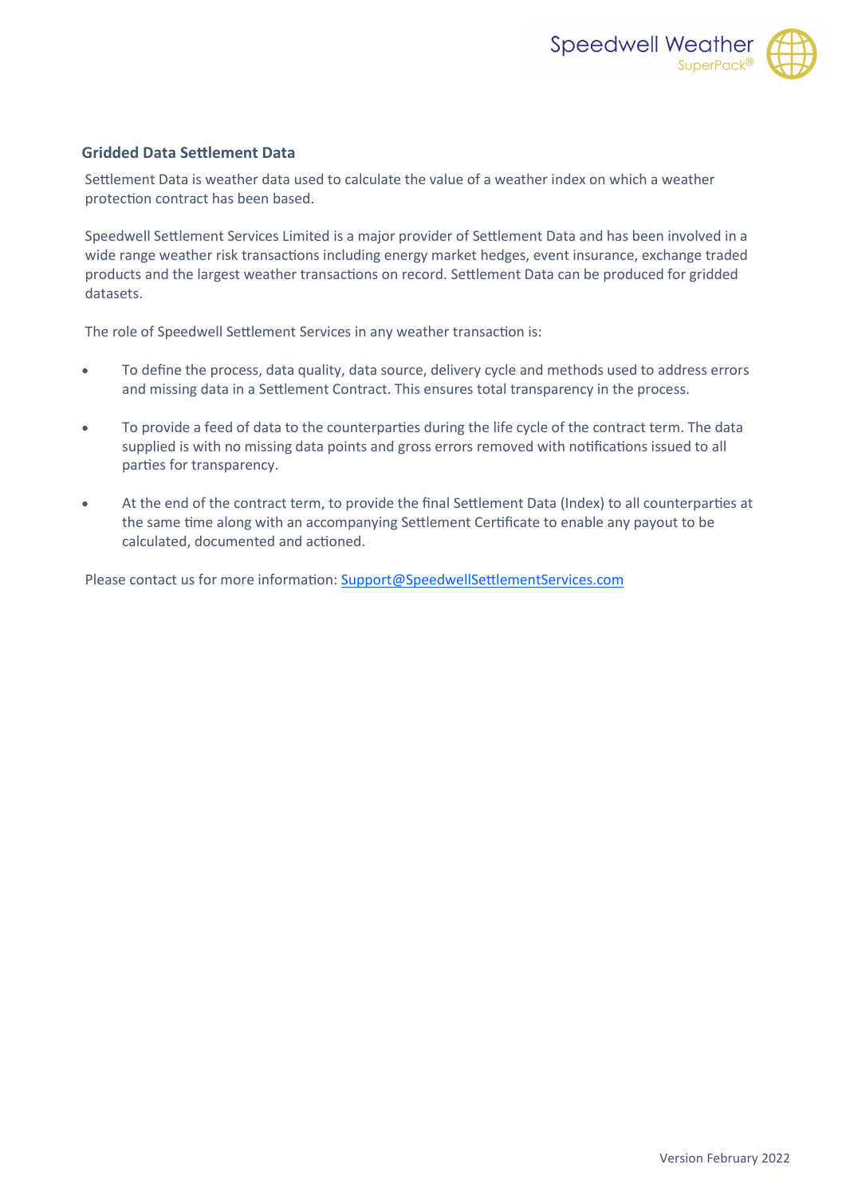## Gridded Data Settlement Data

Settlement Data is weather data used to calculate the value of a weather index on which a weather protection contract has been based.

Speedwell Settlement Services Limited is a major provider of Settlement Data and has been involved in a wide range weather risk transactions including energy market hedges, event insurance, exchange traded products and the largest weather transactions on record. Settlement Data can be produced for gridded datasets.

The role of Speedwell Settlement Services in any weather transaction is:

- To define the process, data quality, data source, delivery cycle and methods used to address errors and missing data in a Settlement Contract. This ensures total transparency in the process.
- To provide a feed of data to the counterparties during the life cycle of the contract term. The data supplied is with no missing data points and gross errors removed with notifications issued to all parties for transparency.
- At the end of the contract term, to provide the final Settlement Data (Index) to all counterparties at the same time along with an accompanying Settlement Certificate to enable any payout to be calculated, documented and actioned.

Please contact us for more information: Support@SpeedwellSettlementServices.com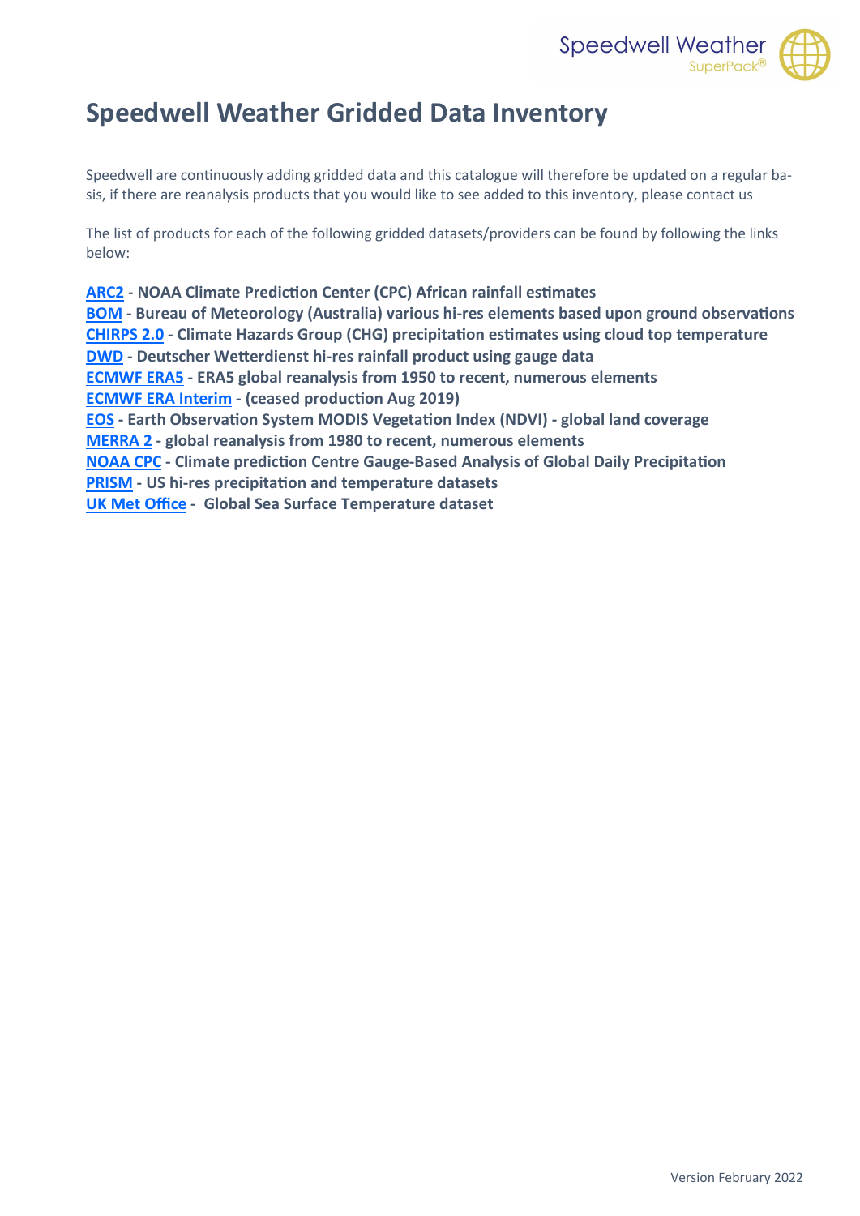# Speedwell Weather Gridded Data Inventory

Speedwell are continuously adding gridded data and this catalogue will therefore be updated on a regular basis, if there are reanalysis products that you would like to see added to this inventory, please contact us

The list of products for each of the following gridded datasets/providers can be found by following the links below:

**ARC2 - NOAA Climate Prediction Center (CPC) African rainfall estimates**
**BOM - Bureau of Meteorology (Australia) various hi-res elements based upon ground observations**
**CHIRPS 2.0 - Climate Hazards Group (CHG) precipitation estimates using cloud top temperature**
**DWD - Deutscher Wetterdienst hi-res rainfall product using gauge data**
**ECMWF ERA5 - ERA5 global reanalysis from 1950 to recent, numerous elements**
**ECMWF ERA Interim - (ceased production Aug 2019)**
**EOS - Earth Observation System MODIS Vegetation Index (NDVI) - global land coverage**
**MERRA 2 - global reanalysis from 1980 to recent, numerous elements**
**NOAA CPC - Climate prediction Centre Gauge-Based Analysis of Global Daily Precipitation**
**PRISM - US hi-res precipitation and temperature datasets**
**UK Met Office - Global Sea Surface Temperature dataset**

Version February 2022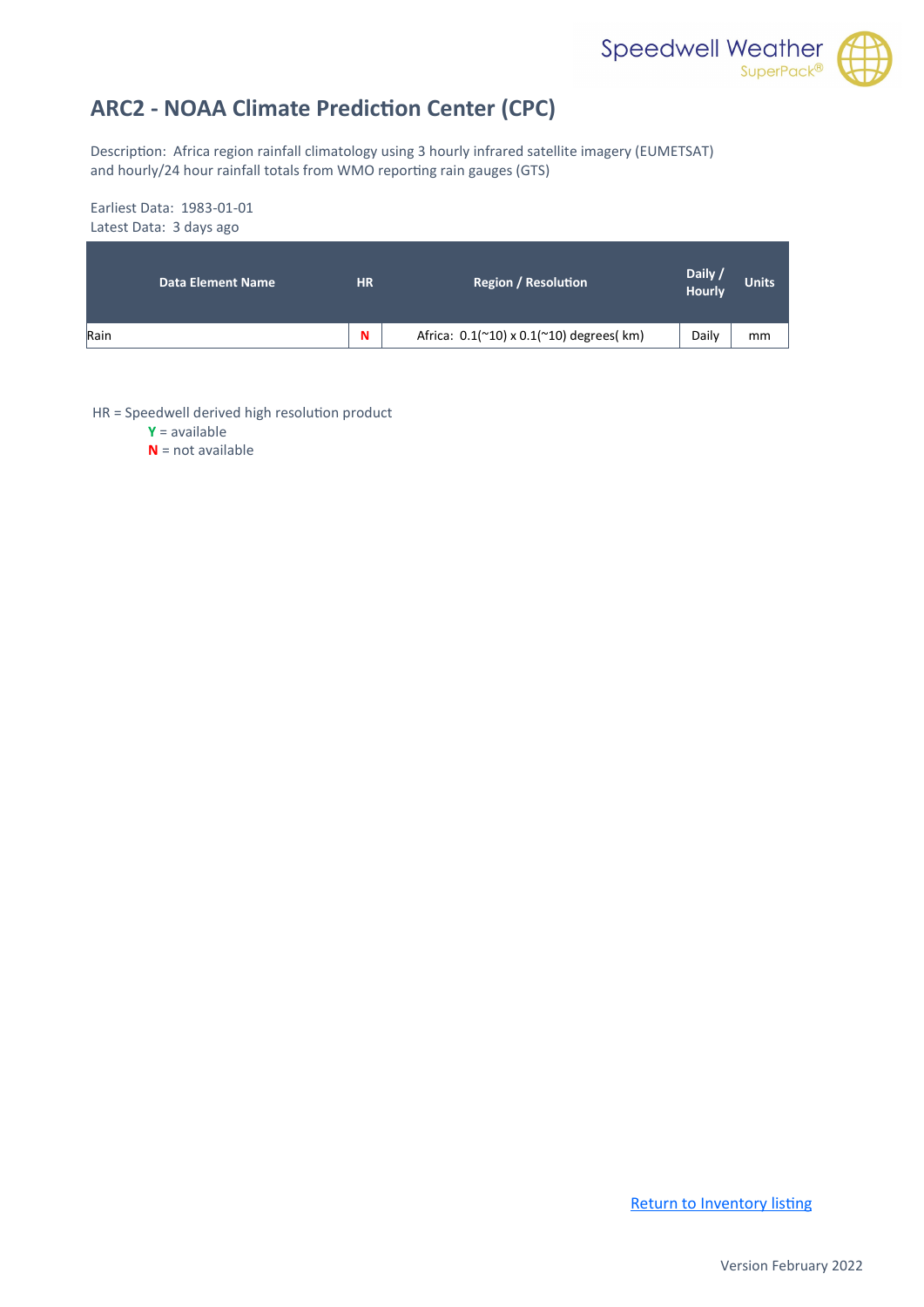# ARC2 - NOAA Climate Prediction Center (CPC)

Description: Africa region rainfall climatology using 3 hourly infrared satellite imagery (EUMETSAT) and hourly/24 hour rainfall totals from WMO reporting rain gauges (GTS)

Earliest Data: 1983-01-01
Latest Data: 3 days ago

| Data Element Name | HR | Region / Resolution | Daily / Hourly | Units |
|---|---|---|---|---|
| Rain | N | Africa: 0.1(~10) x 0.1(~10) degrees( km) | Daily | mm |

HR = Speedwell derived high resolution product
- **Y** = available
- **N** = not available

Return to Inventory listing

Version February 2022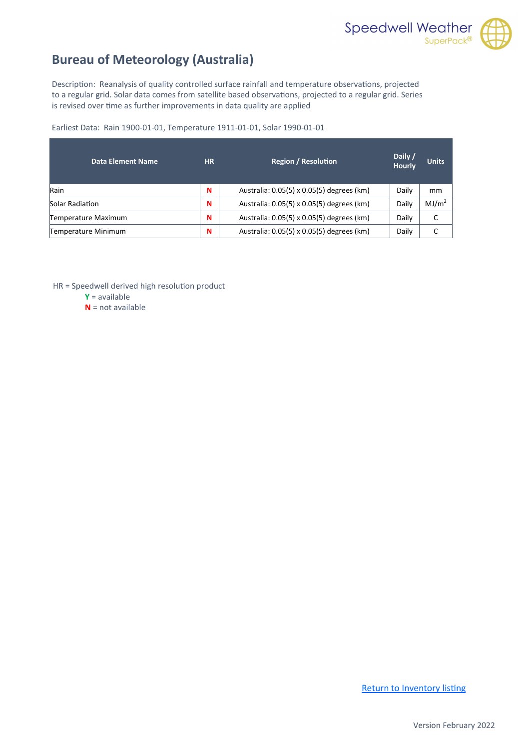# Bureau of Meteorology (Australia)

Description: Reanalysis of quality controlled surface rainfall and temperature observations, projected to a regular grid. Solar data comes from satellite based observations, projected to a regular grid. Series is revised over time as further improvements in data quality are applied

Earliest Data: Rain 1900-01-01, Temperature 1911-01-01, Solar 1990-01-01

| Data Element Name | HR | Region / Resolution | Daily / Hourly | Units |
|---|---|---|---|---|
| Rain | N | Australia: 0.05(5) x 0.05(5) degrees (km) | Daily | mm |
| Solar Radiation | N | Australia: 0.05(5) x 0.05(5) degrees (km) | Daily | $MJ/m^2$ |
| Temperature Maximum | N | Australia: 0.05(5) x 0.05(5) degrees (km) | Daily | C |
| Temperature Minimum | N | Australia: 0.05(5) x 0.05(5) degrees (km) | Daily | C |

HR = Speedwell derived high resolution product

- **Y** = available
- **N** = not available

[Return to Inventory listing]

Version February 2022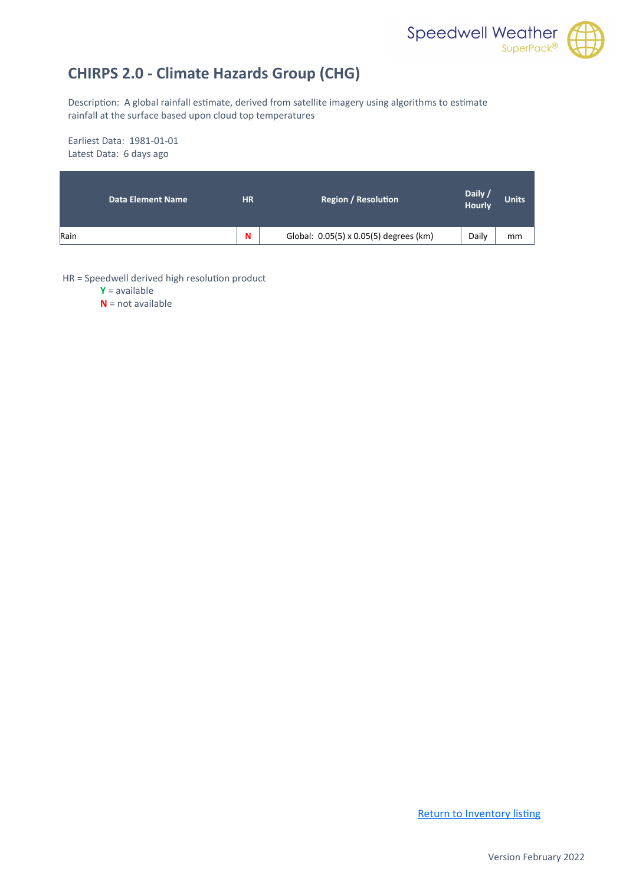# CHIRPS 2.0 - Climate Hazards Group (CHG)

Description: A global rainfall estimate, derived from satellite imagery using algorithms to estimate rainfall at the surface based upon cloud top temperatures

Earliest Data: 1981-01-01
Latest Data: 6 days ago

| Data Element Name | HR | Region / Resolution | Daily / Hourly | Units |
|---|---|---|---|---|
| Rain | N | Global: 0.05(5) x 0.05(5) degrees (km) | Daily | mm |

HR = Speedwell derived high resolution product
- **Y** = available
- **N** = not available

Return to Inventory listing

Version February 2022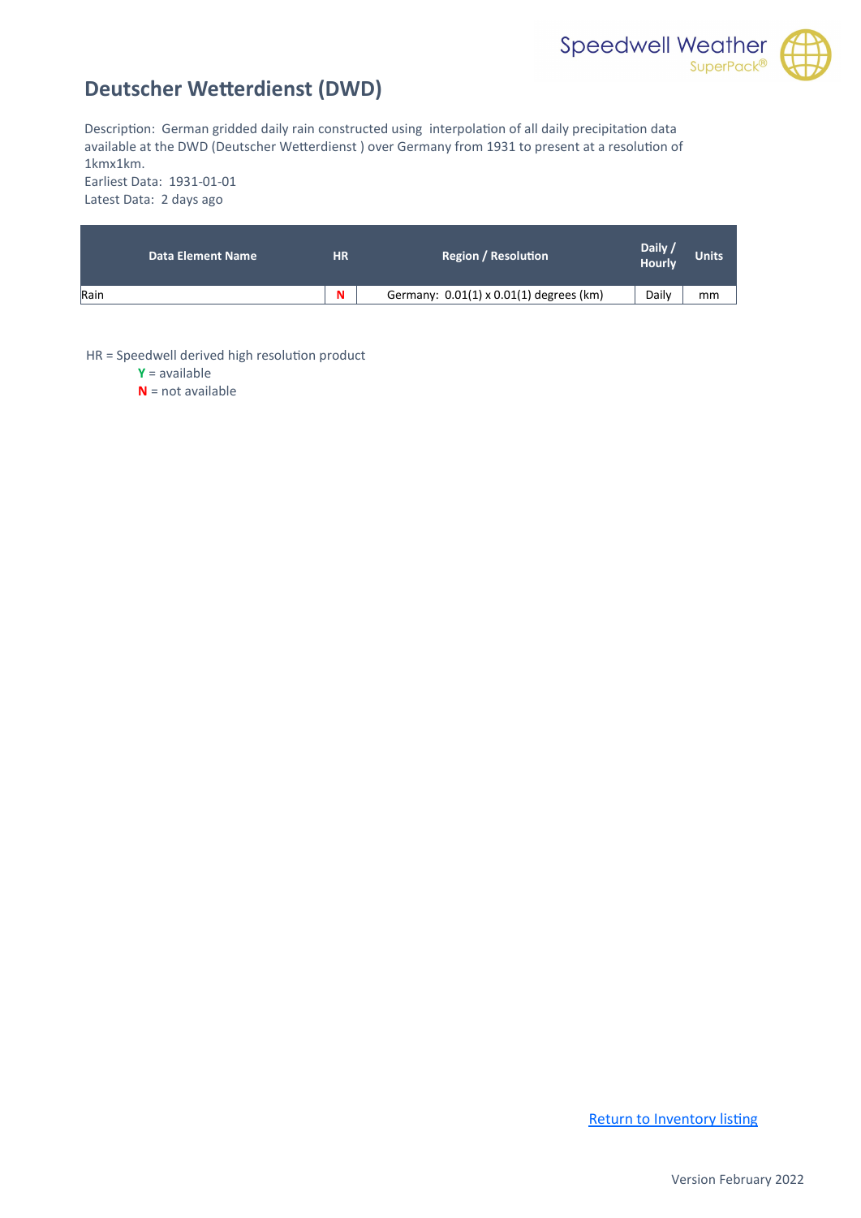## Deutscher Wetterdienst (DWD)

Description: German gridded daily rain constructed using interpolation of all daily precipitation data available at the DWD (Deutscher Wetterdienst ) over Germany from 1931 to present at a resolution of 1kmx1km.
Earliest Data: 1931-01-01
Latest Data: 2 days ago

| Data Element Name | HR | Region / Resolution | Daily / Hourly | Units |
|---|---|---|---|---|
| Rain | N | Germany: 0.01(1) x 0.01(1) degrees (km) | Daily | mm |

HR = Speedwell derived high resolution product
- **Y** = available
- **N** = not available

[Return to Inventory listing]

Version February 2022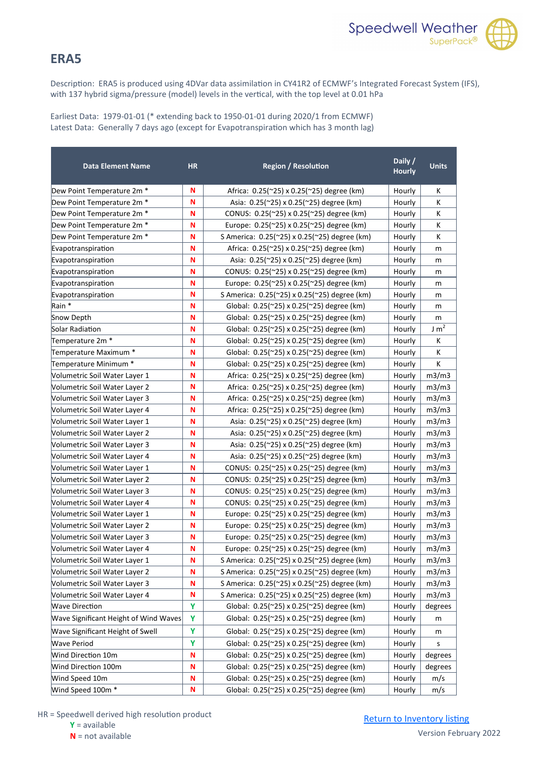# ERA5

Description: ERA5 is produced using 4DVar data assimilation in CY41R2 of ECMWF's Integrated Forecast System (IFS), with 137 hybrid sigma/pressure (model) levels in the vertical, with the top level at 0.01 hPa

Earliest Data: 1979-01-01 (* extending back to 1950-01-01 during 2020/1 from ECMWF)
Latest Data: Generally 7 days ago (except for Evapotranspiration which has 3 month lag)

| Data Element Name | HR | Region / Resolution | Daily / Hourly | Units |
|---|---|---|---|---|
| Dew Point Temperature 2m * | N | Africa: 0.25(~25) x 0.25(~25) degree (km) | Hourly | K |
| Dew Point Temperature 2m * | N | Asia: 0.25(~25) x 0.25(~25) degree (km) | Hourly | K |
| Dew Point Temperature 2m * | N | CONUS: 0.25(~25) x 0.25(~25) degree (km) | Hourly | K |
| Dew Point Temperature 2m * | N | Europe: 0.25(~25) x 0.25(~25) degree (km) | Hourly | K |
| Dew Point Temperature 2m * | N | S America: 0.25(~25) x 0.25(~25) degree (km) | Hourly | K |
| Evapotranspiration | N | Africa: 0.25(~25) x 0.25(~25) degree (km) | Hourly | m |
| Evapotranspiration | N | Asia: 0.25(~25) x 0.25(~25) degree (km) | Hourly | m |
| Evapotranspiration | N | CONUS: 0.25(~25) x 0.25(~25) degree (km) | Hourly | m |
| Evapotranspiration | N | Europe: 0.25(~25) x 0.25(~25) degree (km) | Hourly | m |
| Evapotranspiration | N | S America: 0.25(~25) x 0.25(~25) degree (km) | Hourly | m |
| Rain * | N | Global: 0.25(~25) x 0.25(~25) degree (km) | Hourly | m |
| Snow Depth | N | Global: 0.25(~25) x 0.25(~25) degree (km) | Hourly | m |
| Solar Radiation | N | Global: 0.25(~25) x 0.25(~25) degree (km) | Hourly | $J\ m^2$ |
| Temperature 2m * | N | Global: 0.25(~25) x 0.25(~25) degree (km) | Hourly | K |
| Temperature Maximum * | N | Global: 0.25(~25) x 0.25(~25) degree (km) | Hourly | K |
| Temperature Minimum * | N | Global: 0.25(~25) x 0.25(~25) degree (km) | Hourly | K |
| Volumetric Soil Water Layer 1 | N | Africa: 0.25(~25) x 0.25(~25) degree (km) | Hourly | m3/m3 |
| Volumetric Soil Water Layer 2 | N | Africa: 0.25(~25) x 0.25(~25) degree (km) | Hourly | m3/m3 |
| Volumetric Soil Water Layer 3 | N | Africa: 0.25(~25) x 0.25(~25) degree (km) | Hourly | m3/m3 |
| Volumetric Soil Water Layer 4 | N | Africa: 0.25(~25) x 0.25(~25) degree (km) | Hourly | m3/m3 |
| Volumetric Soil Water Layer 1 | N | Asia: 0.25(~25) x 0.25(~25) degree (km) | Hourly | m3/m3 |
| Volumetric Soil Water Layer 2 | N | Asia: 0.25(~25) x 0.25(~25) degree (km) | Hourly | m3/m3 |
| Volumetric Soil Water Layer 3 | N | Asia: 0.25(~25) x 0.25(~25) degree (km) | Hourly | m3/m3 |
| Volumetric Soil Water Layer 4 | N | Asia: 0.25(~25) x 0.25(~25) degree (km) | Hourly | m3/m3 |
| Volumetric Soil Water Layer 1 | N | CONUS: 0.25(~25) x 0.25(~25) degree (km) | Hourly | m3/m3 |
| Volumetric Soil Water Layer 2 | N | CONUS: 0.25(~25) x 0.25(~25) degree (km) | Hourly | m3/m3 |
| Volumetric Soil Water Layer 3 | N | CONUS: 0.25(~25) x 0.25(~25) degree (km) | Hourly | m3/m3 |
| Volumetric Soil Water Layer 4 | N | CONUS: 0.25(~25) x 0.25(~25) degree (km) | Hourly | m3/m3 |
| Volumetric Soil Water Layer 1 | N | Europe: 0.25(~25) x 0.25(~25) degree (km) | Hourly | m3/m3 |
| Volumetric Soil Water Layer 2 | N | Europe: 0.25(~25) x 0.25(~25) degree (km) | Hourly | m3/m3 |
| Volumetric Soil Water Layer 3 | N | Europe: 0.25(~25) x 0.25(~25) degree (km) | Hourly | m3/m3 |
| Volumetric Soil Water Layer 4 | N | Europe: 0.25(~25) x 0.25(~25) degree (km) | Hourly | m3/m3 |
| Volumetric Soil Water Layer 1 | N | S America: 0.25(~25) x 0.25(~25) degree (km) | Hourly | m3/m3 |
| Volumetric Soil Water Layer 2 | N | S America: 0.25(~25) x 0.25(~25) degree (km) | Hourly | m3/m3 |
| Volumetric Soil Water Layer 3 | N | S America: 0.25(~25) x 0.25(~25) degree (km) | Hourly | m3/m3 |
| Volumetric Soil Water Layer 4 | N | S America: 0.25(~25) x 0.25(~25) degree (km) | Hourly | m3/m3 |
| Wave Direction | Y | Global: 0.25(~25) x 0.25(~25) degree (km) | Hourly | degrees |
| Wave Significant Height of Wind Waves | Y | Global: 0.25(~25) x 0.25(~25) degree (km) | Hourly | m |
| Wave Significant Height of Swell | Y | Global: 0.25(~25) x 0.25(~25) degree (km) | Hourly | m |
| Wave Period | Y | Global: 0.25(~25) x 0.25(~25) degree (km) | Hourly | s |
| Wind Direction 10m | N | Global: 0.25(~25) x 0.25(~25) degree (km) | Hourly | degrees |
| Wind Direction 100m | N | Global: 0.25(~25) x 0.25(~25) degree (km) | Hourly | degrees |
| Wind Speed 10m | N | Global: 0.25(~25) x 0.25(~25) degree (km) | Hourly | m/s |
| Wind Speed 100m * | N | Global: 0.25(~25) x 0.25(~25) degree (km) | Hourly | m/s |

HR = Speedwell derived high resolution product
**Y** = available
**N** = not available

Return to Inventory listing

Version February 2022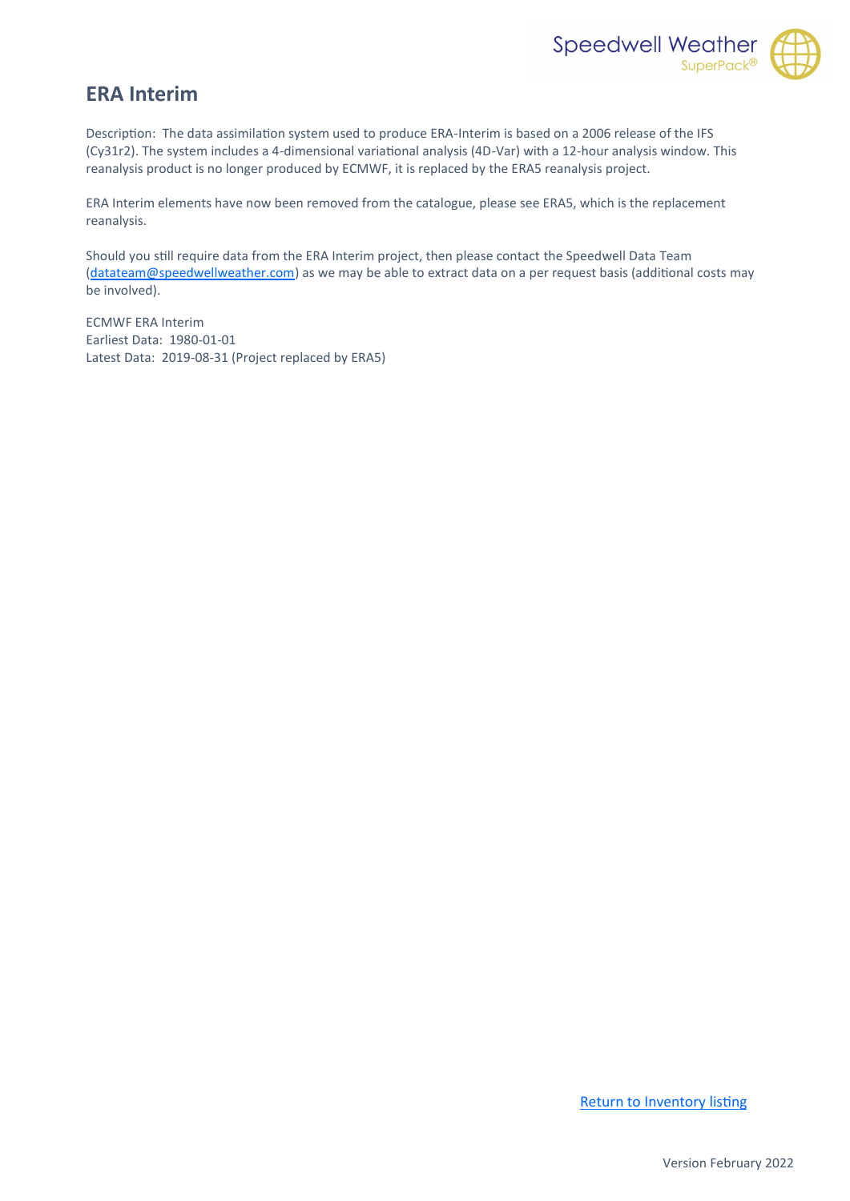## ERA Interim

Description: The data assimilation system used to produce ERA-Interim is based on a 2006 release of the IFS (Cy31r2). The system includes a 4-dimensional variational analysis (4D-Var) with a 12-hour analysis window. This reanalysis product is no longer produced by ECMWF, it is replaced by the ERA5 reanalysis project.

ERA Interim elements have now been removed from the catalogue, please see ERA5, which is the replacement reanalysis.

Should you still require data from the ERA Interim project, then please contact the Speedwell Data Team ([dataeam@speedwellweather.com](mailto:dataeam@speedwellweather.com)) as we may be able to extract data on a per request basis (additional costs may be involved).

ECMWF ERA Interim
Earliest Data: 1980-01-01
Latest Data: 2019-08-31 (Project replaced by ERA5)

[Return to Inventory listing]()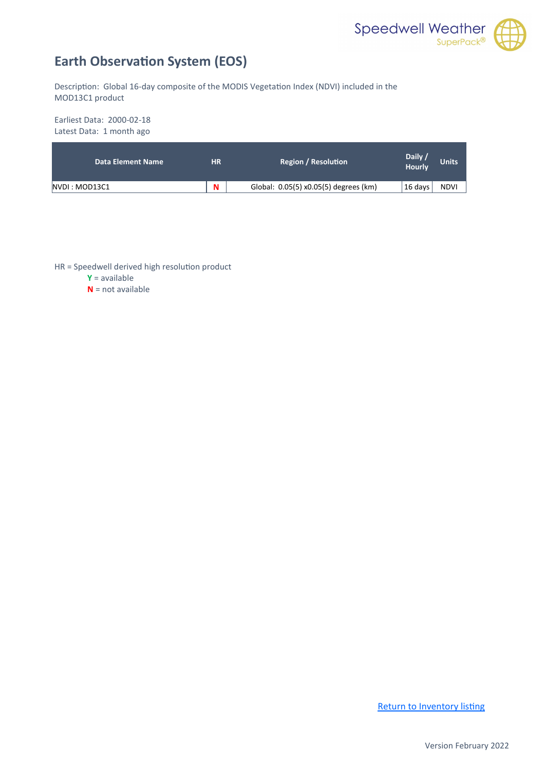# Earth Observation System (EOS)

Description: Global 16-day composite of the MODIS Vegetation Index (NDVI) included in the MOD13C1 product

Earliest Data: 2000-02-18
Latest Data: 1 month ago

| Data Element Name | HR | Region / Resolution | Daily / Hourly | Units |
|---|---|---|---|---|
| NVDI : MOD13C1 | N | Global: 0.05(5) x0.05(5) degrees (km) | 16 days | NDVI |

HR = Speedwell derived high resolution product

- **Y** = available
- **N** = not available

Return to Inventory listing

Version February 2022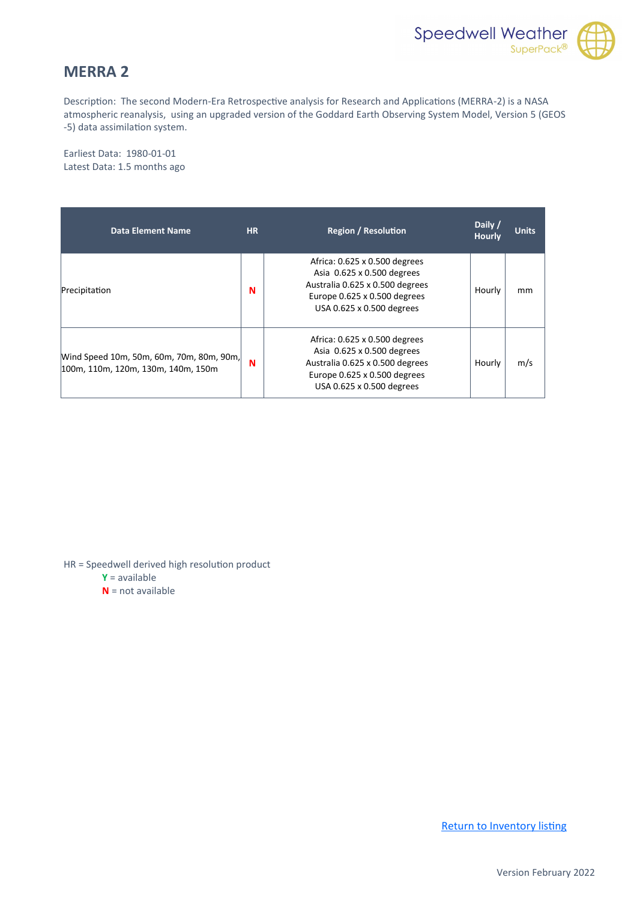# MERRA 2

Description: The second Modern-Era Retrospective analysis for Research and Applications (MERRA-2) is a NASA atmospheric reanalysis, using an upgraded version of the Goddard Earth Observing System Model, Version 5 (GEOS -5) data assimilation system.

Earliest Data: 1980-01-01
Latest Data: 1.5 months ago

| Data Element Name | HR | Region / Resolution | Daily / Hourly | Units |
|---|---|---|---|---|
| Precipitation | N | Africa: 0.625 x 0.500 degrees<br>Asia 0.625 x 0.500 degrees<br>Australia 0.625 x 0.500 degrees<br>Europe 0.625 x 0.500 degrees<br>USA 0.625 x 0.500 degrees | Hourly | mm |
| Wind Speed 10m, 50m, 60m, 70m, 80m, 90m, 100m, 110m, 120m, 130m, 140m, 150m | N | Africa: 0.625 x 0.500 degrees<br>Asia 0.625 x 0.500 degrees<br>Australia 0.625 x 0.500 degrees<br>Europe 0.625 x 0.500 degrees<br>USA 0.625 x 0.500 degrees | Hourly | m/s |

HR = Speedwell derived high resolution product
- **Y** = available
- **N** = not available

Return to Inventory listing

Version February 2022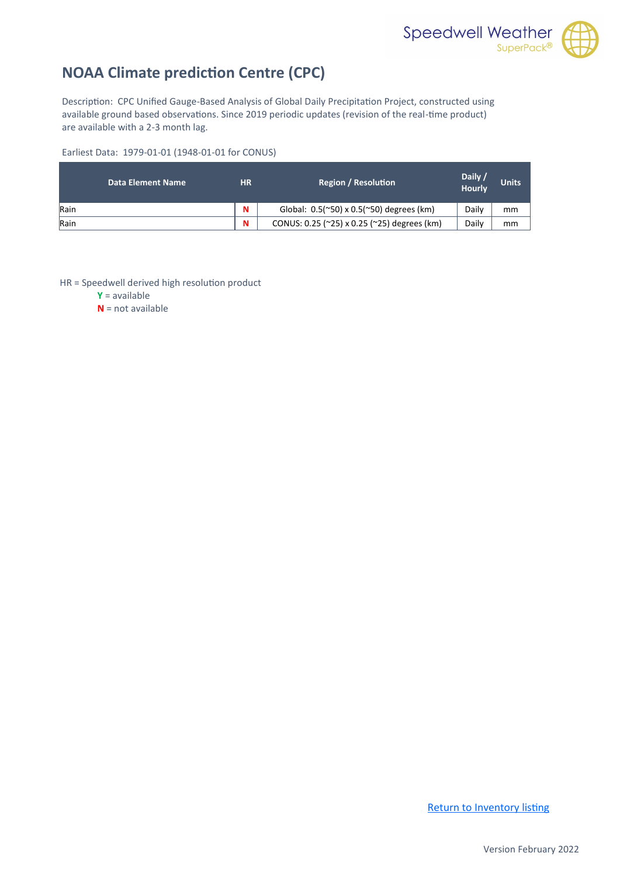# NOAA Climate prediction Centre (CPC)

Description: CPC Unified Gauge-Based Analysis of Global Daily Precipitation Project, constructed using available ground based observations. Since 2019 periodic updates (revision of the real-time product) are available with a 2-3 month lag.

Earliest Data: 1979-01-01 (1948-01-01 for CONUS)

| Data Element Name | HR | Region / Resolution | Daily / Hourly | Units |
|---|---|---|---|---|
| Rain | N | Global: 0.5(~50) x 0.5(~50) degrees (km) | Daily | mm |
| Rain | N | CONUS: 0.25 (~25) x 0.25 (~25) degrees (km) | Daily | mm |

HR = Speedwell derived high resolution product

- **Y** = available
- **N** = not available

Return to Inventory listing

Version February 2022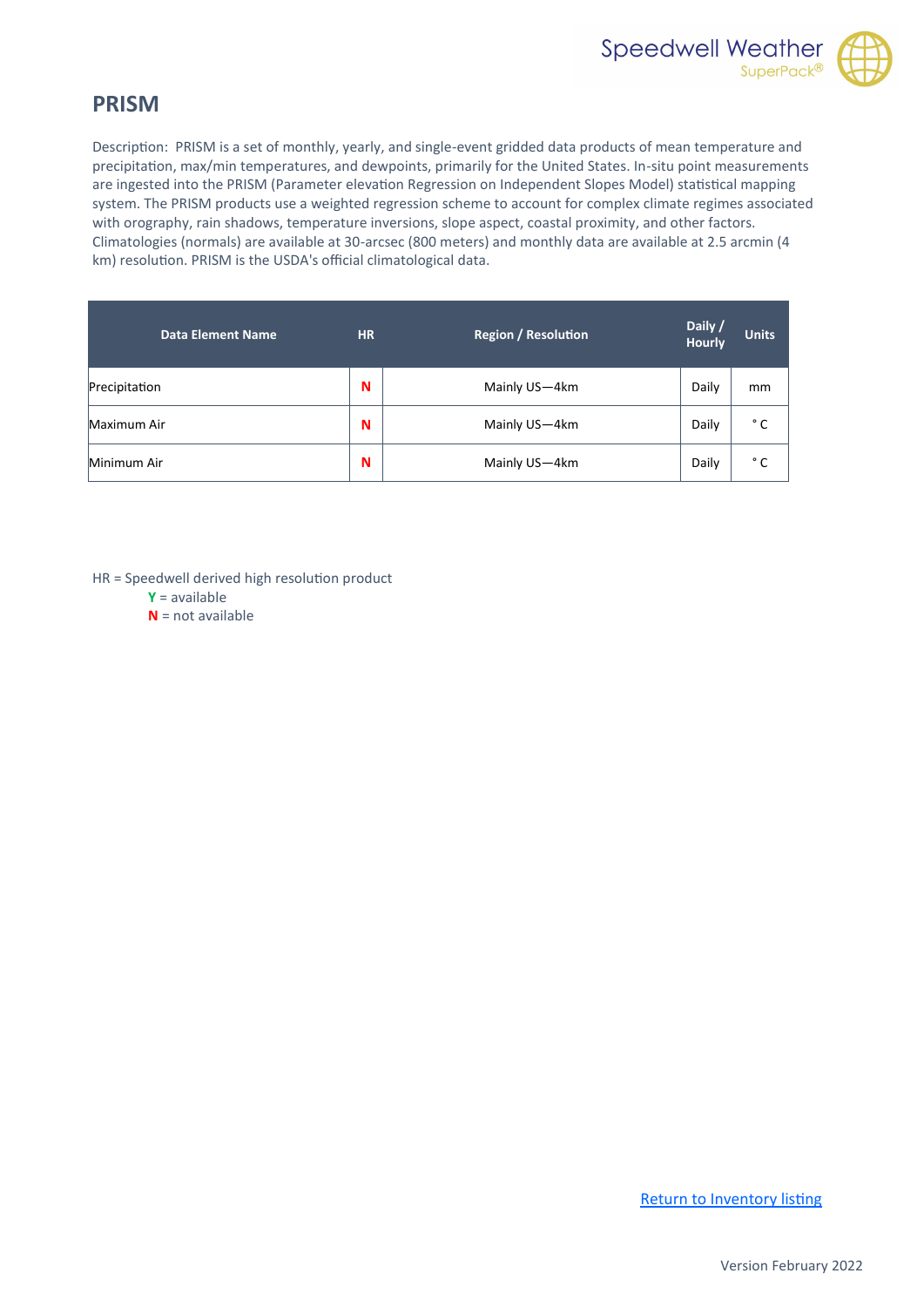# PRISM

Description: PRISM is a set of monthly, yearly, and single-event gridded data products of mean temperature and precipitation, max/min temperatures, and dewpoints, primarily for the United States. In-situ point measurements are ingested into the PRISM (Parameter elevation Regression on Independent Slopes Model) statistical mapping system. The PRISM products use a weighted regression scheme to account for complex climate regimes associated with orography, rain shadows, temperature inversions, slope aspect, coastal proximity, and other factors. Climatologies (normals) are available at 30-arcsec (800 meters) and monthly data are available at 2.5 arcmin (4 km) resolution. PRISM is the USDA's official climatological data.

| Data Element Name | HR | Region / Resolution | Daily / Hourly | Units |
|---|---|---|---|---|
| Precipitation | N | Mainly US—4km | Daily | mm |
| Maximum Air | N | Mainly US—4km | Daily | °C |
| Minimum Air | N | Mainly US—4km | Daily | °C |

HR = Speedwell derived high resolution product

- **Y** = available
- **N** = not available

Return to Inventory listing

Version February 2022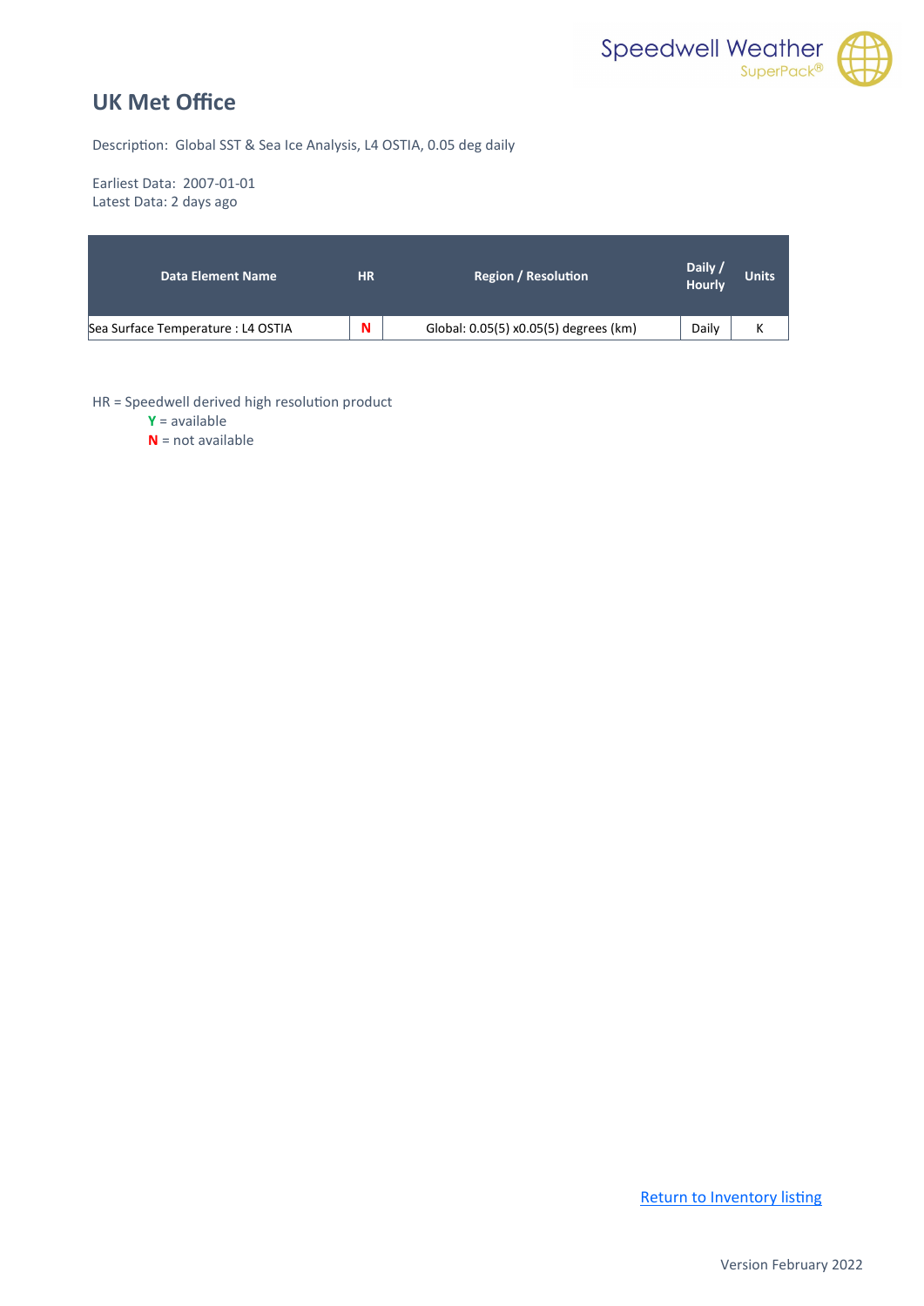# UK Met Office

Description: Global SST & Sea Ice Analysis, L4 OSTIA, 0.05 deg daily

Earliest Data: 2007-01-01
Latest Data: 2 days ago

| Data Element Name | HR | Region / Resolution | Daily / Hourly | Units |
|---|---|---|---|---|
| Sea Surface Temperature : L4 OSTIA | N | Global: 0.05(5) x0.05(5) degrees (km) | Daily | K |

HR = Speedwell derived high resolution product

**Y** = available

**N** = not available

Return to Inventory listing

Version February 2022